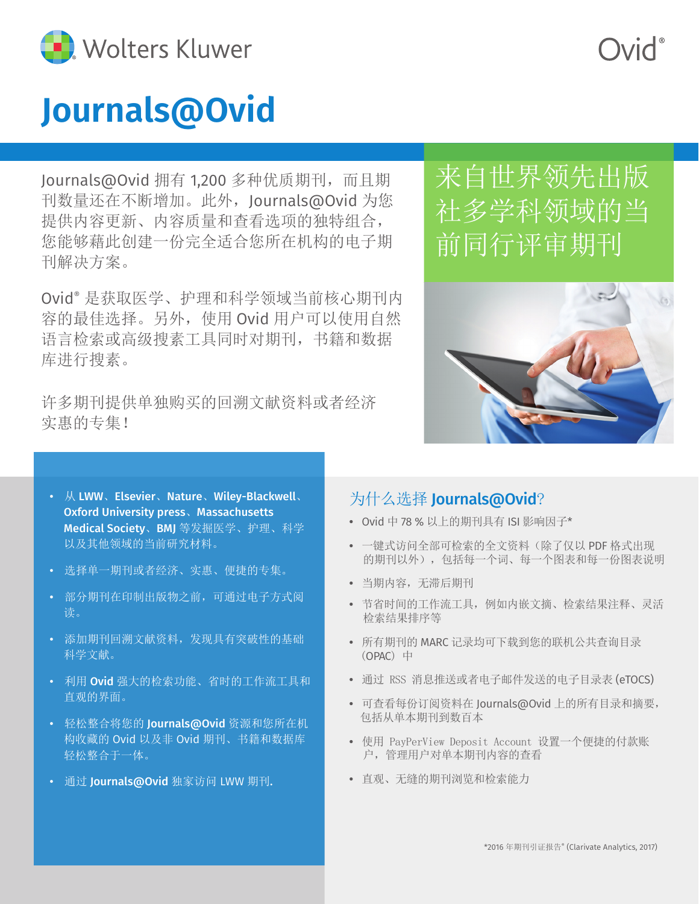Wolters Kluwer

Ovid®

# Journals@Ovid

Journals@Ovid 拥有 1,200 多种优质期刊，而且期刊数量还在不断增加。此外，Journals@Ovid 为您提供内容更新、内容质量和查看选项的独特组合，您能够藉此创建一份完全适合您所在机构的电子期刊解决方案。

Ovid® 是获取医学、护理和科学领域当前核心期刊内容的最佳选择。另外，使用 Ovid 用户可以使用自然语言检索或高级搜素工具同时对期刊，书籍和数据库进行搜素。

许多期刊提供单独购买的回溯文献资料或者经济实惠的专集！

## 来自世界领先出版社多学科领域的当前同行评审期刊

- 从 **LWW**、**Elsevier**、**Nature**、**Wiley-Blackwell**、**Oxford University press**、**Massachusetts Medical Society**、**BMJ** 等发掘医学、护理、科学以及其他领域的当前研究材料。
- 选择单一期刊或者经济、实惠、便捷的专集。
- 部分期刊在印刷出版物之前，可通过电子方式阅读。
- 添加期刊回溯文献资料，发现具有突破性的基础科学文献。
- 利用 **Ovid** 强大的检索功能、省时的工作流工具和直观的界面。
- 轻松整合将您的 **Journals@Ovid** 资源和您所在机构收藏的 Ovid 以及非 Ovid 期刊、书籍和数据库轻松整合于一体。
- 通过 **Journals@Ovid** 独家访问 LWW 期刊.

## 为什么选择 **Journals@Ovid**?

- Ovid 中 78 % 以上的期刊具有 ISI 影响因子*
- 一键式访问全部可检索的全文资料（除了仅以 PDF 格式出现的期刊以外），包括每一个词、每一个图表和每一份图表说明
- 当期内容，无滞后期刊
- 节省时间的工作流工具，例如内嵌文摘、检索结果注释、灵活检索结果排序等
- 所有期刊的 MARC 记录均可下载到您的联机公共查询目录（OPAC）中
- 通过 RSS 消息推送或者电子邮件发送的电子目录表 (eTOCS)
- 可查看每份订阅资料在 Journals@Ovid 上的所有目录和摘要，包括从单本期刊到数百本
- 使用 PayPerView Deposit Account 设置一个便捷的付款账户，管理用户对单本期刊内容的查看
- 直观、无缝的期刊浏览和检索能力

*2016 年期刊引证报告® (Clarivate Analytics, 2017)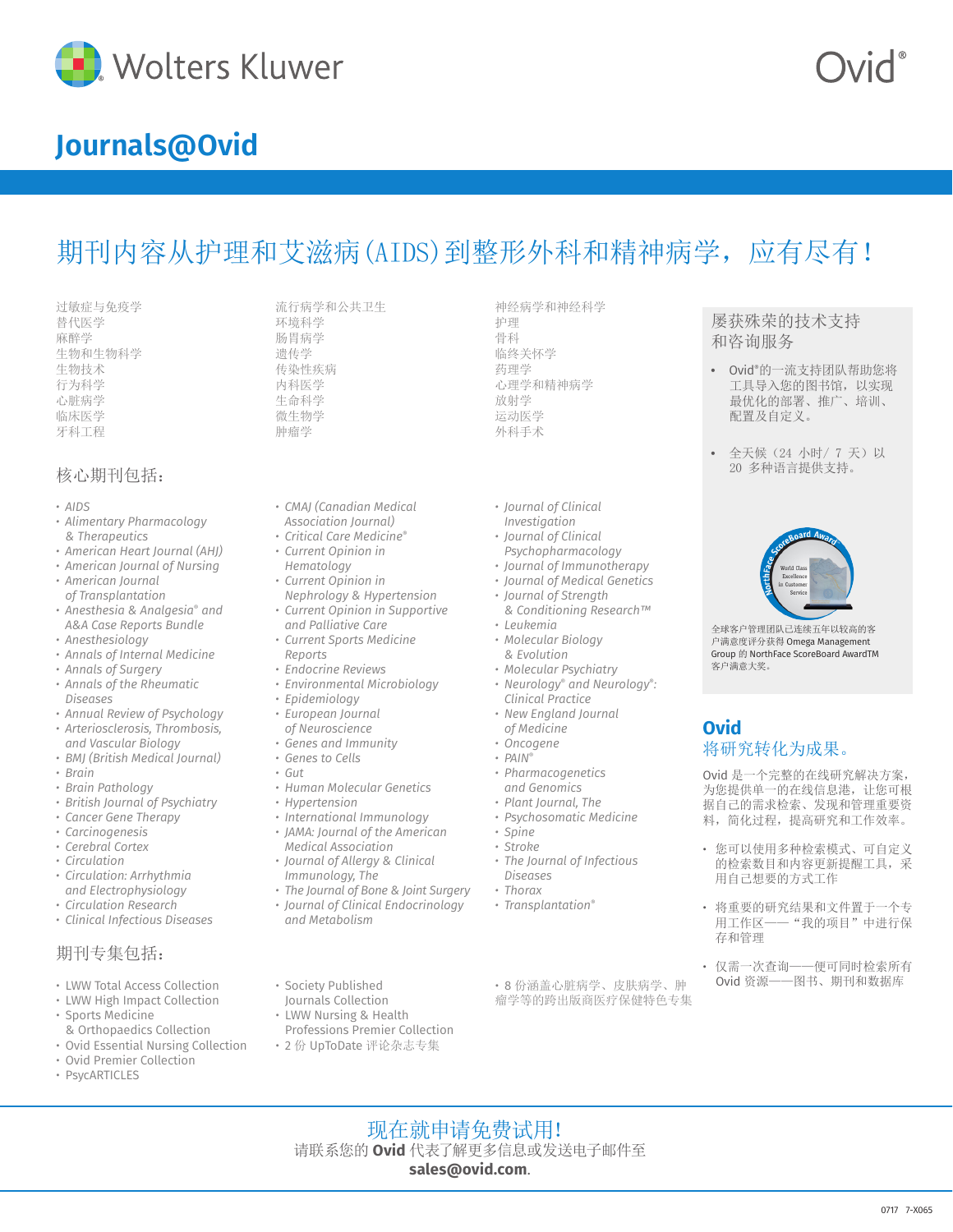Wolters Kluwer

Ovid®

# Journals@Ovid

## 期刊内容从护理和艾滋病(AIDS)到整形外科和精神病学，应有尽有！

过敏症与免疫学
替代医学
麻醉学
生物和生物科学
生物技术
行为科学
心脏病学
临床医学
牙科工程
流行病学和公共卫生
环境科学
肠胃病学
遗传学
传染性疾病
内科医学
生命科学
微生物学
肿瘤学
神经病学和神经科学
护理
骨科
临终关怀学
药理学
心理学和精神病学
放射学
运动医学
外科手术

### 核心期刊包括：

- *AIDS*
- *Alimentary Pharmacology & Therapeutics*
- *American Heart Journal (AHJ)*
- *American Journal of Nursing*
- *American Journal of Transplantation*
- *Anesthesia & Analgesia® and A&A Case Reports Bundle*
- *Anesthesiology*
- *Annals of Internal Medicine*
- *Annals of Surgery*
- *Annals of the Rheumatic Diseases*
- *Annual Review of Psychology*
- *Arteriosclerosis, Thrombosis, and Vascular Biology*
- *BMJ (British Medical Journal)*
- *Brain*
- *Brain Pathology*
- *British Journal of Psychiatry*
- *Cancer Gene Therapy*
- *Carcinogenesis*
- *Cerebral Cortex*
- *Circulation*
- *Circulation: Arrhythmia and Electrophysiology*
- *Circulation Research*
- *Clinical Infectious Diseases*
- *CMAJ (Canadian Medical Association Journal)*
- *Critical Care Medicine®*
- *Current Opinion in Hematology*
- *Current Opinion in Nephrology & Hypertension*
- *Current Opinion in Supportive and Palliative Care*
- *Current Sports Medicine Reports*
- *Endocrine Reviews*
- *Environmental Microbiology*
- *Epidemiology*
- *European Journal of Neuroscience*
- *Genes and Immunity*
- *Genes to Cells*
- *Gut*
- *Human Molecular Genetics*
- *Hypertension*
- *International Immunology*
- *JAMA: Journal of the American Medical Association*
- *Journal of Allergy & Clinical Immunology, The*
- *The Journal of Bone & Joint Surgery*
- *Journal of Clinical Endocrinology and Metabolism*
- *Journal of Clinical Investigation*
- *Journal of Clinical Psychopharmacology*
- *Journal of Immunotherapy*
- *Journal of Medical Genetics*
- *Journal of Strength & Conditioning Research™*
- *Leukemia*
- *Molecular Biology & Evolution*
- *Molecular Psychiatry*
- *Neurology® and Neurology®: Clinical Practice*
- *New England Journal of Medicine*
- *Oncogene*
- *PAIN®*
- *Pharmacogenetics and Genomics*
- *Plant Journal, The*
- *Psychosomatic Medicine*
- *Spine*
- *Stroke*
- *The Journal of Infectious Diseases*
- *Thorax*
- *Transplantation®*

### 期刊专集包括：

- LWW Total Access Collection
- LWW High Impact Collection
- Sports Medicine & Orthopaedics Collection
- Ovid Essential Nursing Collection
- Ovid Premier Collection
- PsycARTICLES
- Society Published Journals Collection
- LWW Nursing & Health Professions Premier Collection
- 2 份 UpToDate 评论杂志专集
- 8 份涵盖心脏病学、皮肤病学、肿瘤学等的跨出版商医疗保健特色专集

### 屡获殊荣的技术支持和咨询服务

- Ovid®的一流支持团队帮助您将工具导入您的图书馆，以实现最优化的部署、推广、培训、配置及自定义。
- 全天候（24 小时/ 7 天）以 20 多种语言提供支持。

全球客户管理团队已连续五年以较高的客户满意度评分获得 Omega Management Group 的 NorthFace ScoreBoard AwardTM 客户满意大奖。

### Ovid
将研究转化为成果。

Ovid 是一个完整的在线研究解决方案，为您提供单一的在线信息港，让您可根据自己的需求检索、发现和管理重要资料，简化过程，提高研究和工作效率。

- 您可以使用多种检索模式、可自定义的检索数目和内容更新提醒工具，采用自己想要的方式工作
- 将重要的研究结果和文件置于一个专用工作区——“我的项目”中进行保存和管理
- 仅需一次查询——便可同时检索所有 Ovid 资源——图书、期刊和数据库

## 现在就申请免费试用！

请联系您的 **Ovid** 代表了解更多信息或发送电子邮件至 **sales@ovid.com**.

0717 7-X065